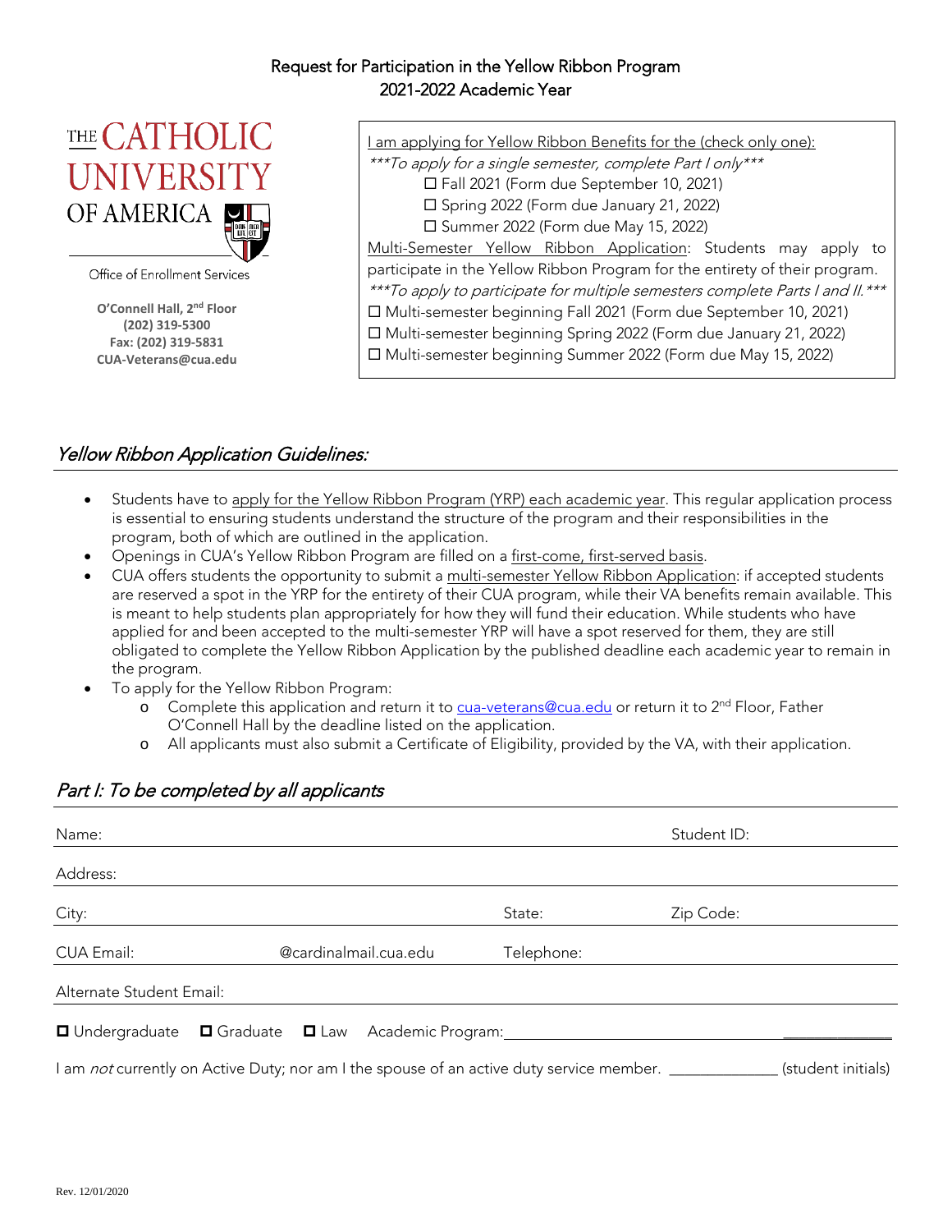# Request for Participation in the Yellow Ribbon Program
## 2021-2022 Academic Year

THE CATHOLIC UNIVERSITY OF AMERICA

Office of Enrollment Services

**O'Connell Hall, 2nd Floor**
**(202) 319-5300**
**Fax: (202) 319-5831**
**CUA-Veterans@cua.edu**

I am applying for Yellow Ribbon Benefits for the (check only one):

*\*\*\*To apply for a single semester, complete Part I only\*\*\**

- ☐ Fall 2021 (Form due September 10, 2021)
- ☐ Spring 2022 (Form due January 21, 2022)
- ☐ Summer 2022 (Form due May 15, 2022)

Multi-Semester Yellow Ribbon Application: Students may apply to participate in the Yellow Ribbon Program for the entirety of their program.

*\*\*\*To apply to participate for multiple semesters complete Parts I and II.\*\*\**

- ☐ Multi-semester beginning Fall 2021 (Form due September 10, 2021)
- ☐ Multi-semester beginning Spring 2022 (Form due January 21, 2022)
- ☐ Multi-semester beginning Summer 2022 (Form due May 15, 2022)

## *Yellow Ribbon Application Guidelines:*

- Students have to apply for the Yellow Ribbon Program (YRP) each academic year. This regular application process is essential to ensuring students understand the structure of the program and their responsibilities in the program, both of which are outlined in the application.
- Openings in CUA's Yellow Ribbon Program are filled on a first-come, first-served basis.
- CUA offers students the opportunity to submit a multi-semester Yellow Ribbon Application: if accepted students are reserved a spot in the YRP for the entirety of their CUA program, while their VA benefits remain available. This is meant to help students plan appropriately for how they will fund their education. While students who have applied for and been accepted to the multi-semester YRP will have a spot reserved for them, they are still obligated to complete the Yellow Ribbon Application by the published deadline each academic year to remain in the program.
- To apply for the Yellow Ribbon Program:
  - Complete this application and return it to cua-veterans@cua.edu or return it to 2nd Floor, Father O'Connell Hall by the deadline listed on the application.
  - All applicants must also submit a Certificate of Eligibility, provided by the VA, with their application.

## *Part I: To be completed by all applicants*

Name: ______________________ Student ID: ______________________

Address: ______________________

City: ______________________ State: __________ Zip Code: __________

CUA Email: __________@cardinalmail.cua.edu Telephone: ______________________

Alternate Student Email: ______________________

☐ Undergraduate ☐ Graduate ☐ Law Academic Program: ______________________

I am *not* currently on Active Duty; nor am I the spouse of an active duty service member. _____________ (student initials)

Rev. 12/01/2020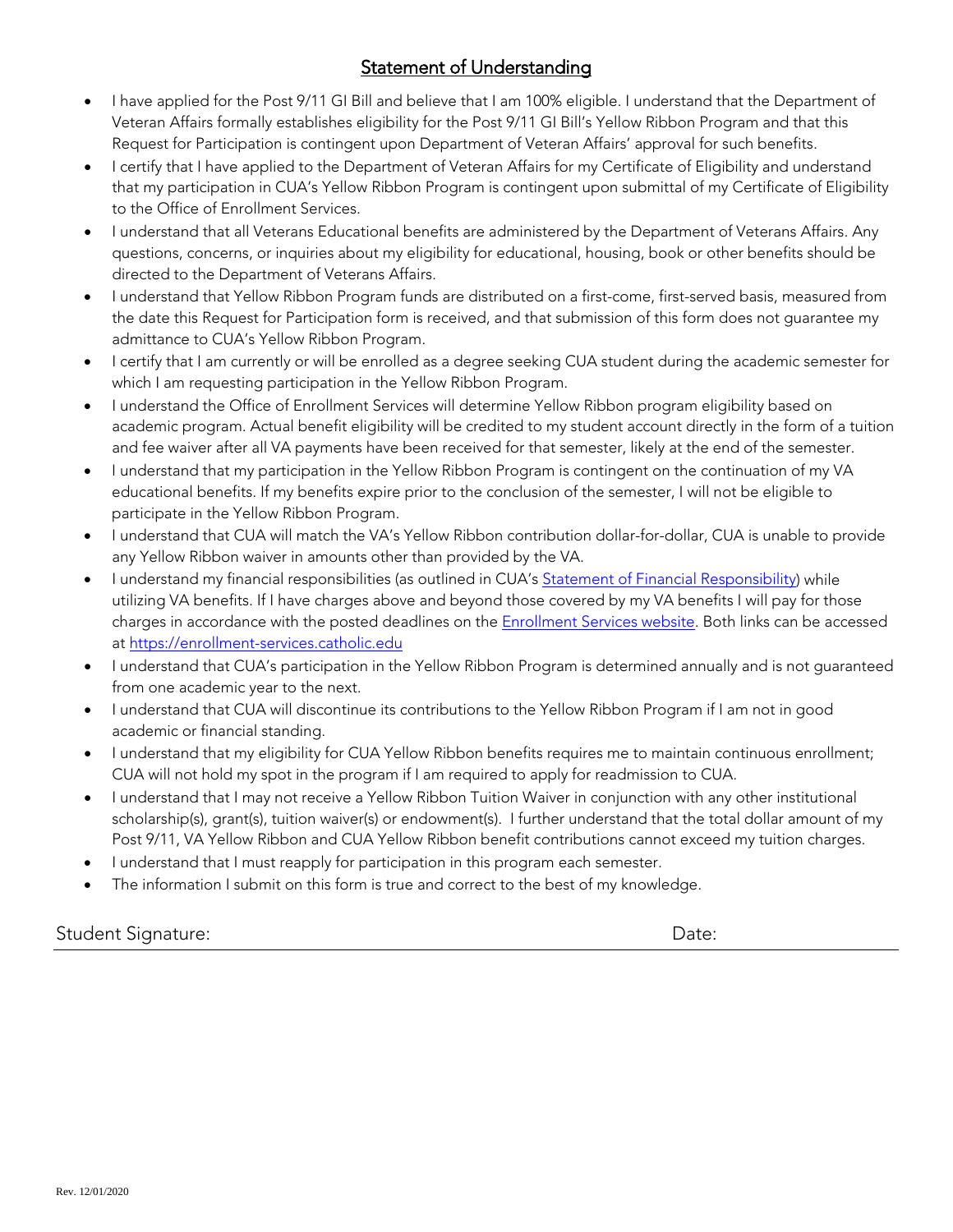## Statement of Understanding

- I have applied for the Post 9/11 GI Bill and believe that I am 100% eligible. I understand that the Department of Veteran Affairs formally establishes eligibility for the Post 9/11 GI Bill's Yellow Ribbon Program and that this Request for Participation is contingent upon Department of Veteran Affairs' approval for such benefits.
- I certify that I have applied to the Department of Veteran Affairs for my Certificate of Eligibility and understand that my participation in CUA's Yellow Ribbon Program is contingent upon submittal of my Certificate of Eligibility to the Office of Enrollment Services.
- I understand that all Veterans Educational benefits are administered by the Department of Veterans Affairs. Any questions, concerns, or inquiries about my eligibility for educational, housing, book or other benefits should be directed to the Department of Veterans Affairs.
- I understand that Yellow Ribbon Program funds are distributed on a first-come, first-served basis, measured from the date this Request for Participation form is received, and that submission of this form does not guarantee my admittance to CUA's Yellow Ribbon Program.
- I certify that I am currently or will be enrolled as a degree seeking CUA student during the academic semester for which I am requesting participation in the Yellow Ribbon Program.
- I understand the Office of Enrollment Services will determine Yellow Ribbon program eligibility based on academic program. Actual benefit eligibility will be credited to my student account directly in the form of a tuition and fee waiver after all VA payments have been received for that semester, likely at the end of the semester.
- I understand that my participation in the Yellow Ribbon Program is contingent on the continuation of my VA educational benefits. If my benefits expire prior to the conclusion of the semester, I will not be eligible to participate in the Yellow Ribbon Program.
- I understand that CUA will match the VA's Yellow Ribbon contribution dollar-for-dollar, CUA is unable to provide any Yellow Ribbon waiver in amounts other than provided by the VA.
- I understand my financial responsibilities (as outlined in CUA's Statement of Financial Responsibility) while utilizing VA benefits. If I have charges above and beyond those covered by my VA benefits I will pay for those charges in accordance with the posted deadlines on the Enrollment Services website. Both links can be accessed at https://enrollment-services.catholic.edu
- I understand that CUA's participation in the Yellow Ribbon Program is determined annually and is not guaranteed from one academic year to the next.
- I understand that CUA will discontinue its contributions to the Yellow Ribbon Program if I am not in good academic or financial standing.
- I understand that my eligibility for CUA Yellow Ribbon benefits requires me to maintain continuous enrollment; CUA will not hold my spot in the program if I am required to apply for readmission to CUA.
- I understand that I may not receive a Yellow Ribbon Tuition Waiver in conjunction with any other institutional scholarship(s), grant(s), tuition waiver(s) or endowment(s). I further understand that the total dollar amount of my Post 9/11, VA Yellow Ribbon and CUA Yellow Ribbon benefit contributions cannot exceed my tuition charges.
- I understand that I must reapply for participation in this program each semester.
- The information I submit on this form is true and correct to the best of my knowledge.

Student Signature: Date:

Rev. 12/01/2020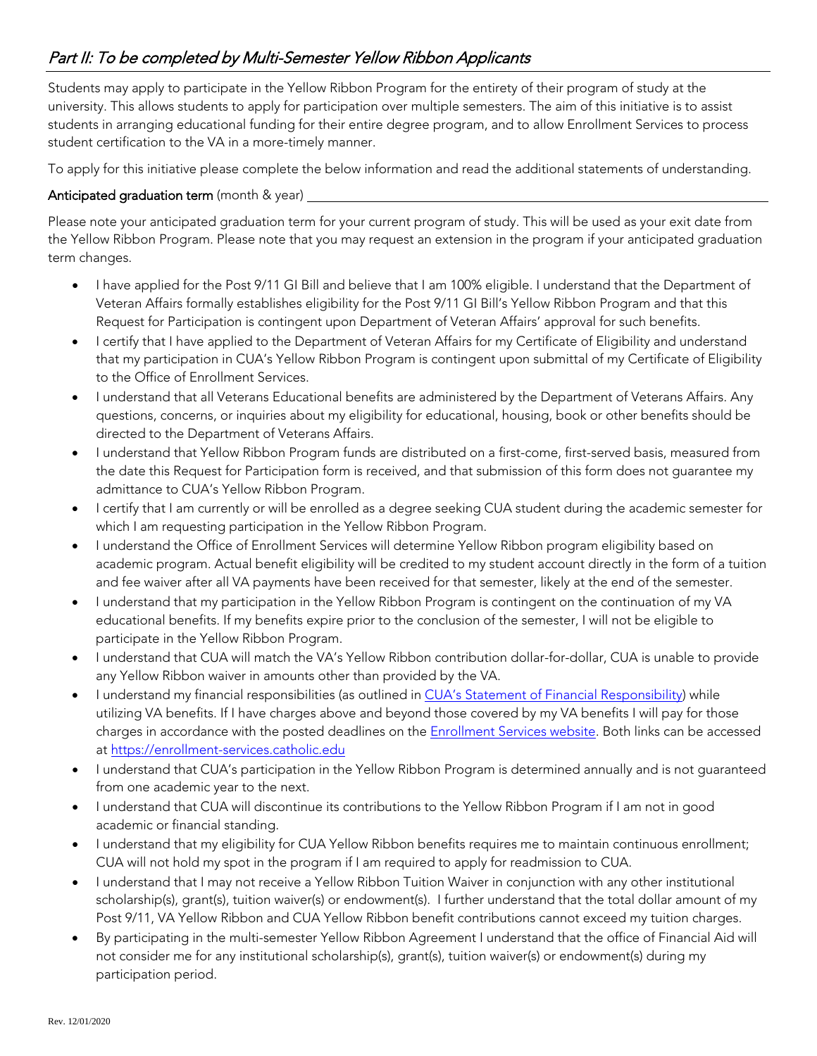## *Part II: To be completed by Multi-Semester Yellow Ribbon Applicants*

Students may apply to participate in the Yellow Ribbon Program for the entirety of their program of study at the university. This allows students to apply for participation over multiple semesters. The aim of this initiative is to assist students in arranging educational funding for their entire degree program, and to allow Enrollment Services to process student certification to the VA in a more-timely manner.

To apply for this initiative please complete the below information and read the additional statements of understanding.

**Anticipated graduation term** (month & year) ______________________________

Please note your anticipated graduation term for your current program of study. This will be used as your exit date from the Yellow Ribbon Program. Please note that you may request an extension in the program if your anticipated graduation term changes.

- I have applied for the Post 9/11 GI Bill and believe that I am 100% eligible. I understand that the Department of Veteran Affairs formally establishes eligibility for the Post 9/11 GI Bill's Yellow Ribbon Program and that this Request for Participation is contingent upon Department of Veteran Affairs' approval for such benefits.
- I certify that I have applied to the Department of Veteran Affairs for my Certificate of Eligibility and understand that my participation in CUA's Yellow Ribbon Program is contingent upon submittal of my Certificate of Eligibility to the Office of Enrollment Services.
- I understand that all Veterans Educational benefits are administered by the Department of Veterans Affairs. Any questions, concerns, or inquiries about my eligibility for educational, housing, book or other benefits should be directed to the Department of Veterans Affairs.
- I understand that Yellow Ribbon Program funds are distributed on a first-come, first-served basis, measured from the date this Request for Participation form is received, and that submission of this form does not guarantee my admittance to CUA's Yellow Ribbon Program.
- I certify that I am currently or will be enrolled as a degree seeking CUA student during the academic semester for which I am requesting participation in the Yellow Ribbon Program.
- I understand the Office of Enrollment Services will determine Yellow Ribbon program eligibility based on academic program. Actual benefit eligibility will be credited to my student account directly in the form of a tuition and fee waiver after all VA payments have been received for that semester, likely at the end of the semester.
- I understand that my participation in the Yellow Ribbon Program is contingent on the continuation of my VA educational benefits. If my benefits expire prior to the conclusion of the semester, I will not be eligible to participate in the Yellow Ribbon Program.
- I understand that CUA will match the VA's Yellow Ribbon contribution dollar-for-dollar, CUA is unable to provide any Yellow Ribbon waiver in amounts other than provided by the VA.
- I understand my financial responsibilities (as outlined in CUA's Statement of Financial Responsibility) while utilizing VA benefits. If I have charges above and beyond those covered by my VA benefits I will pay for those charges in accordance with the posted deadlines on the Enrollment Services website. Both links can be accessed at https://enrollment-services.catholic.edu
- I understand that CUA's participation in the Yellow Ribbon Program is determined annually and is not guaranteed from one academic year to the next.
- I understand that CUA will discontinue its contributions to the Yellow Ribbon Program if I am not in good academic or financial standing.
- I understand that my eligibility for CUA Yellow Ribbon benefits requires me to maintain continuous enrollment; CUA will not hold my spot in the program if I am required to apply for readmission to CUA.
- I understand that I may not receive a Yellow Ribbon Tuition Waiver in conjunction with any other institutional scholarship(s), grant(s), tuition waiver(s) or endowment(s). I further understand that the total dollar amount of my Post 9/11, VA Yellow Ribbon and CUA Yellow Ribbon benefit contributions cannot exceed my tuition charges.
- By participating in the multi-semester Yellow Ribbon Agreement I understand that the office of Financial Aid will not consider me for any institutional scholarship(s), grant(s), tuition waiver(s) or endowment(s) during my participation period.

Rev. 12/01/2020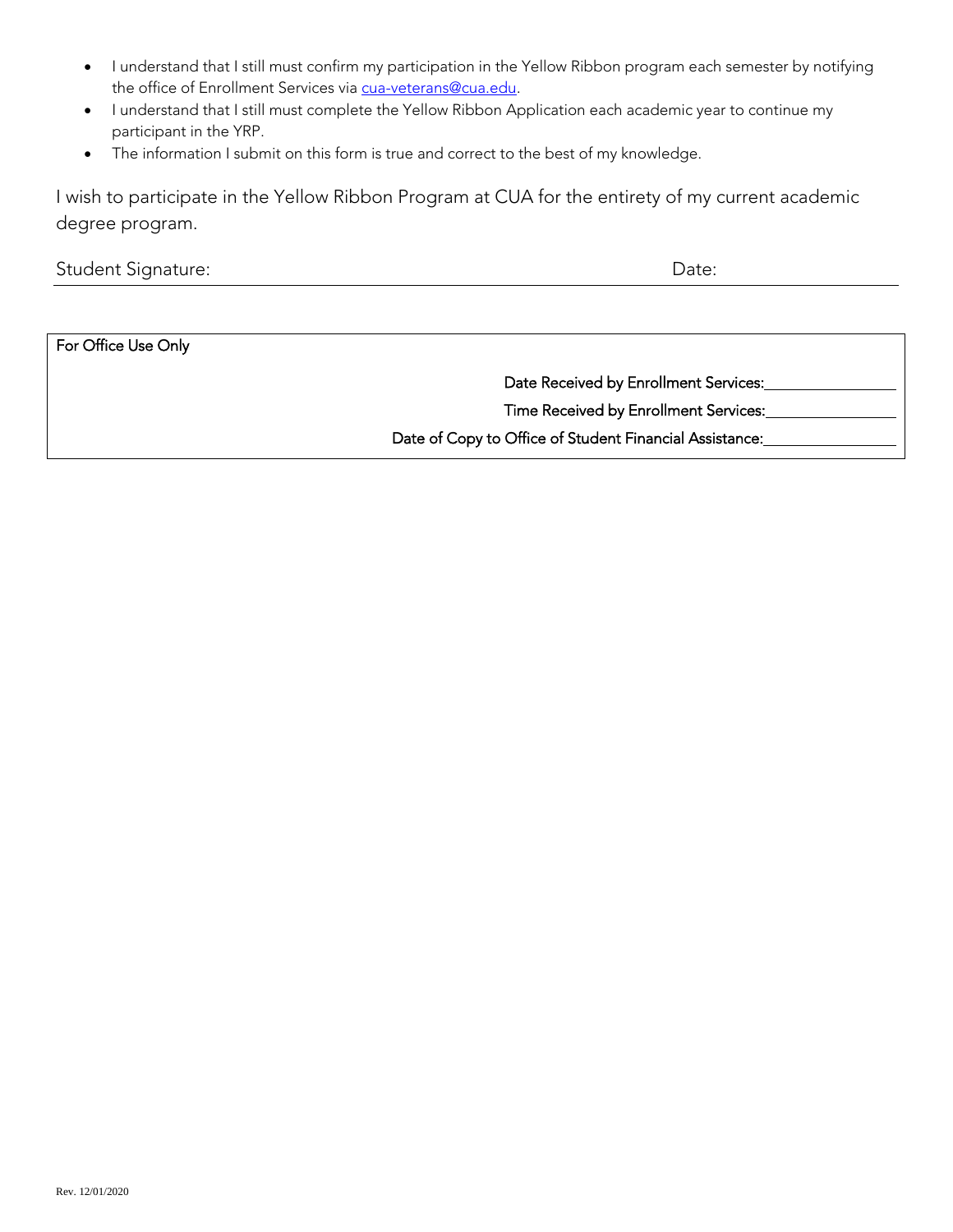- I understand that I still must confirm my participation in the Yellow Ribbon program each semester by notifying the office of Enrollment Services via cua-veterans@cua.edu.
- I understand that I still must complete the Yellow Ribbon Application each academic year to continue my participant in the YRP.
- The information I submit on this form is true and correct to the best of my knowledge.

I wish to participate in the Yellow Ribbon Program at CUA for the entirety of my current academic degree program.

Student Signature: Date:

For Office Use Only

Date Received by Enrollment Services:\_\_\_\_\_\_\_\_\_\_\_\_\_\_\_\_

Time Received by Enrollment Services:\_\_\_\_\_\_\_\_\_\_\_\_\_\_\_\_

Date of Copy to Office of Student Financial Assistance:\_\_\_\_\_\_\_\_\_\_\_\_\_\_\_\_

Rev. 12/01/2020